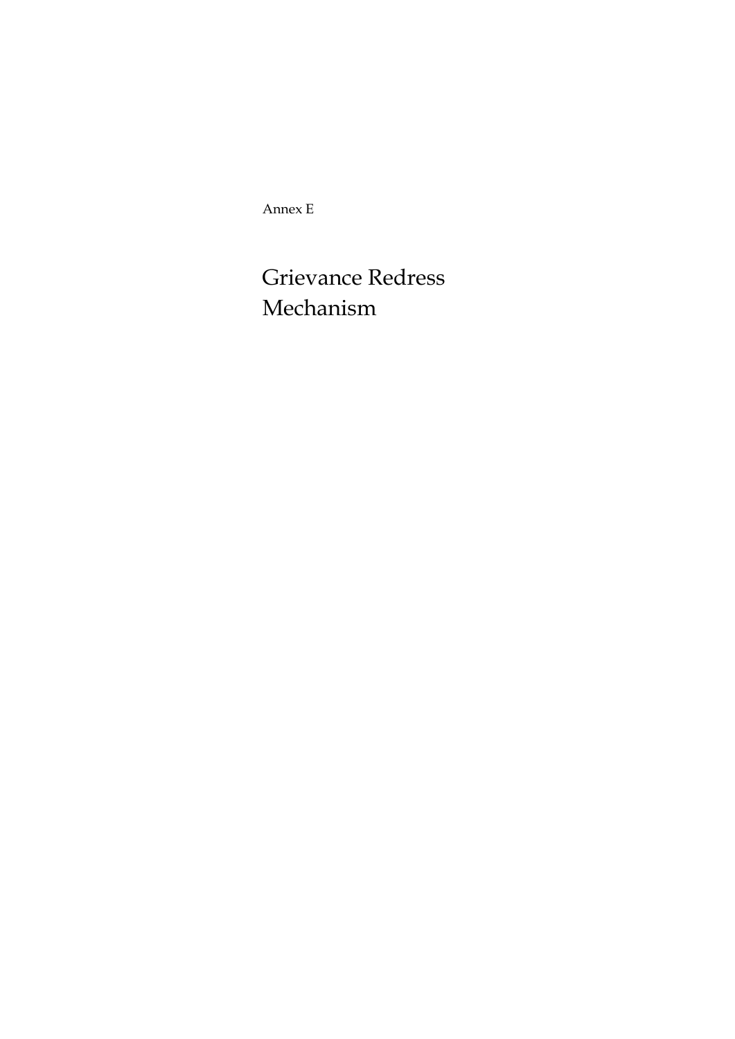Annex E

# Grievance Redress Mechanism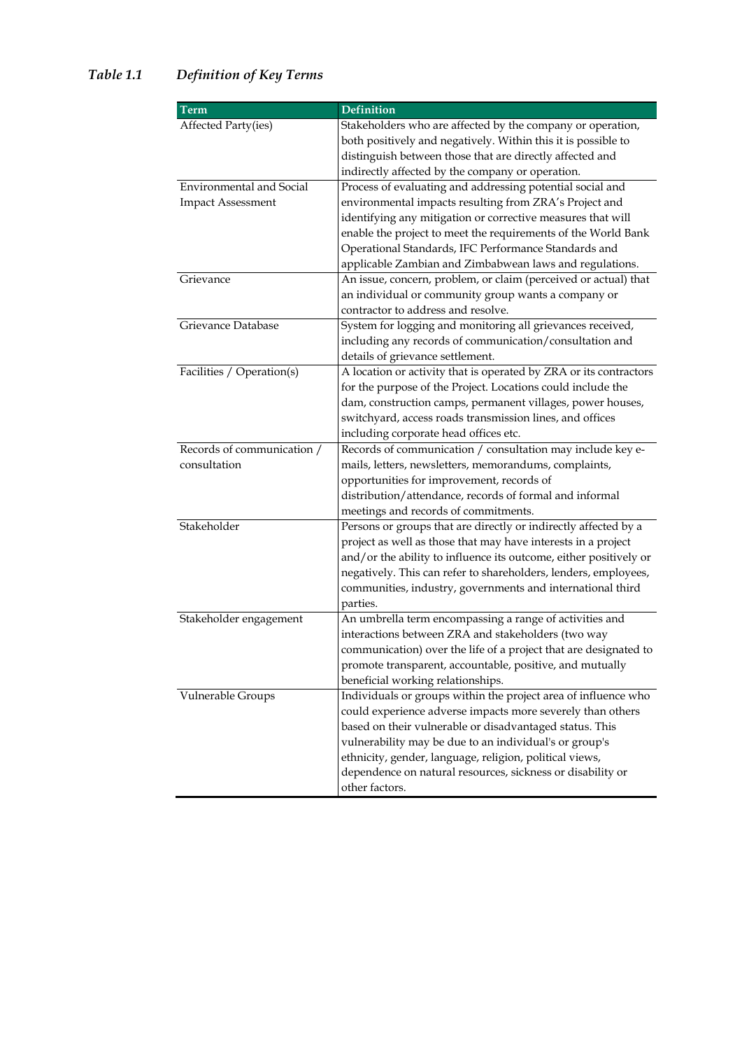*Table 1.1 Definition of Key Terms*

| Term | Definition |
|---|---|
| Affected Party(ies) | Stakeholders who are affected by the company or operation, both positively and negatively. Within this it is possible to distinguish between those that are directly affected and indirectly affected by the company or operation. |
| Environmental and Social Impact Assessment | Process of evaluating and addressing potential social and environmental impacts resulting from ZRA's Project and identifying any mitigation or corrective measures that will enable the project to meet the requirements of the World Bank Operational Standards, IFC Performance Standards and applicable Zambian and Zimbabwean laws and regulations. |
| Grievance | An issue, concern, problem, or claim (perceived or actual) that an individual or community group wants a company or contractor to address and resolve. |
| Grievance Database | System for logging and monitoring all grievances received, including any records of communication/consultation and details of grievance settlement. |
| Facilities / Operation(s) | A location or activity that is operated by ZRA or its contractors for the purpose of the Project. Locations could include the dam, construction camps, permanent villages, power houses, switchyard, access roads transmission lines, and offices including corporate head offices etc. |
| Records of communication / consultation | Records of communication / consultation may include key e-mails, letters, newsletters, memorandums, complaints, opportunities for improvement, records of distribution/attendance, records of formal and informal meetings and records of commitments. |
| Stakeholder | Persons or groups that are directly or indirectly affected by a project as well as those that may have interests in a project and/or the ability to influence its outcome, either positively or negatively. This can refer to shareholders, lenders, employees, communities, industry, governments and international third parties. |
| Stakeholder engagement | An umbrella term encompassing a range of activities and interactions between ZRA and stakeholders (two way communication) over the life of a project that are designated to promote transparent, accountable, positive, and mutually beneficial working relationships. |
| Vulnerable Groups | Individuals or groups within the project area of influence who could experience adverse impacts more severely than others based on their vulnerable or disadvantaged status. This vulnerability may be due to an individual's or group's ethnicity, gender, language, religion, political views, dependence on natural resources, sickness or disability or other factors. |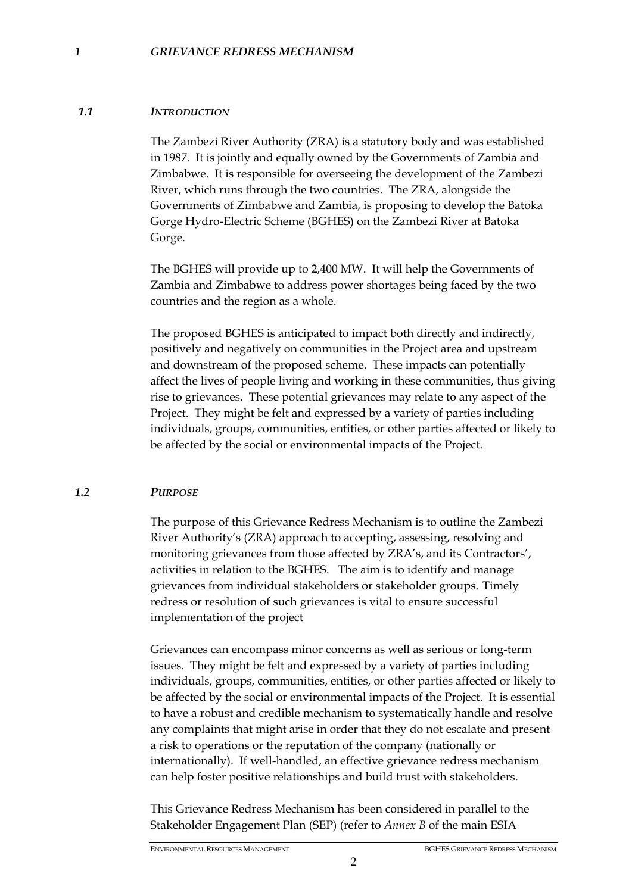# 1 *GRIEVANCE REDRESS MECHANISM*

## 1.1 *INTRODUCTION*

The Zambezi River Authority (ZRA) is a statutory body and was established in 1987. It is jointly and equally owned by the Governments of Zambia and Zimbabwe. It is responsible for overseeing the development of the Zambezi River, which runs through the two countries. The ZRA, alongside the Governments of Zimbabwe and Zambia, is proposing to develop the Batoka Gorge Hydro-Electric Scheme (BGHES) on the Zambezi River at Batoka Gorge.

The BGHES will provide up to 2,400 MW. It will help the Governments of Zambia and Zimbabwe to address power shortages being faced by the two countries and the region as a whole.

The proposed BGHES is anticipated to impact both directly and indirectly, positively and negatively on communities in the Project area and upstream and downstream of the proposed scheme. These impacts can potentially affect the lives of people living and working in these communities, thus giving rise to grievances. These potential grievances may relate to any aspect of the Project. They might be felt and expressed by a variety of parties including individuals, groups, communities, entities, or other parties affected or likely to be affected by the social or environmental impacts of the Project.

## 1.2 *PURPOSE*

The purpose of this Grievance Redress Mechanism is to outline the Zambezi River Authority's (ZRA) approach to accepting, assessing, resolving and monitoring grievances from those affected by ZRA's, and its Contractors', activities in relation to the BGHES. The aim is to identify and manage grievances from individual stakeholders or stakeholder groups. Timely redress or resolution of such grievances is vital to ensure successful implementation of the project

Grievances can encompass minor concerns as well as serious or long-term issues. They might be felt and expressed by a variety of parties including individuals, groups, communities, entities, or other parties affected or likely to be affected by the social or environmental impacts of the Project. It is essential to have a robust and credible mechanism to systematically handle and resolve any complaints that might arise in order that they do not escalate and present a risk to operations or the reputation of the company (nationally or internationally). If well-handled, an effective grievance redress mechanism can help foster positive relationships and build trust with stakeholders.

This Grievance Redress Mechanism has been considered in parallel to the Stakeholder Engagement Plan (SEP) (refer to *Annex B* of the main ESIA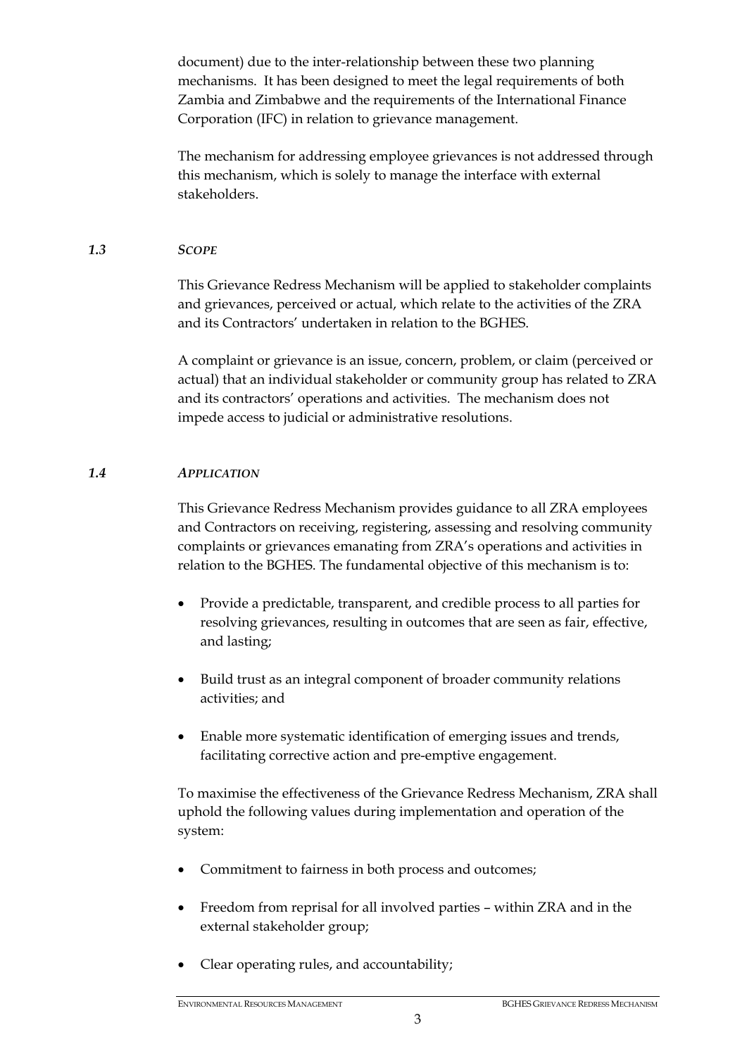document) due to the inter-relationship between these two planning mechanisms. It has been designed to meet the legal requirements of both Zambia and Zimbabwe and the requirements of the International Finance Corporation (IFC) in relation to grievance management.

The mechanism for addressing employee grievances is not addressed through this mechanism, which is solely to manage the interface with external stakeholders.

### *1.3 SCOPE*

This Grievance Redress Mechanism will be applied to stakeholder complaints and grievances, perceived or actual, which relate to the activities of the ZRA and its Contractors' undertaken in relation to the BGHES.

A complaint or grievance is an issue, concern, problem, or claim (perceived or actual) that an individual stakeholder or community group has related to ZRA and its contractors' operations and activities. The mechanism does not impede access to judicial or administrative resolutions.

### *1.4 APPLICATION*

This Grievance Redress Mechanism provides guidance to all ZRA employees and Contractors on receiving, registering, assessing and resolving community complaints or grievances emanating from ZRA's operations and activities in relation to the BGHES. The fundamental objective of this mechanism is to:

- Provide a predictable, transparent, and credible process to all parties for resolving grievances, resulting in outcomes that are seen as fair, effective, and lasting;
- Build trust as an integral component of broader community relations activities; and
- Enable more systematic identification of emerging issues and trends, facilitating corrective action and pre-emptive engagement.

To maximise the effectiveness of the Grievance Redress Mechanism, ZRA shall uphold the following values during implementation and operation of the system:

- Commitment to fairness in both process and outcomes;
- Freedom from reprisal for all involved parties – within ZRA and in the external stakeholder group;
- Clear operating rules, and accountability;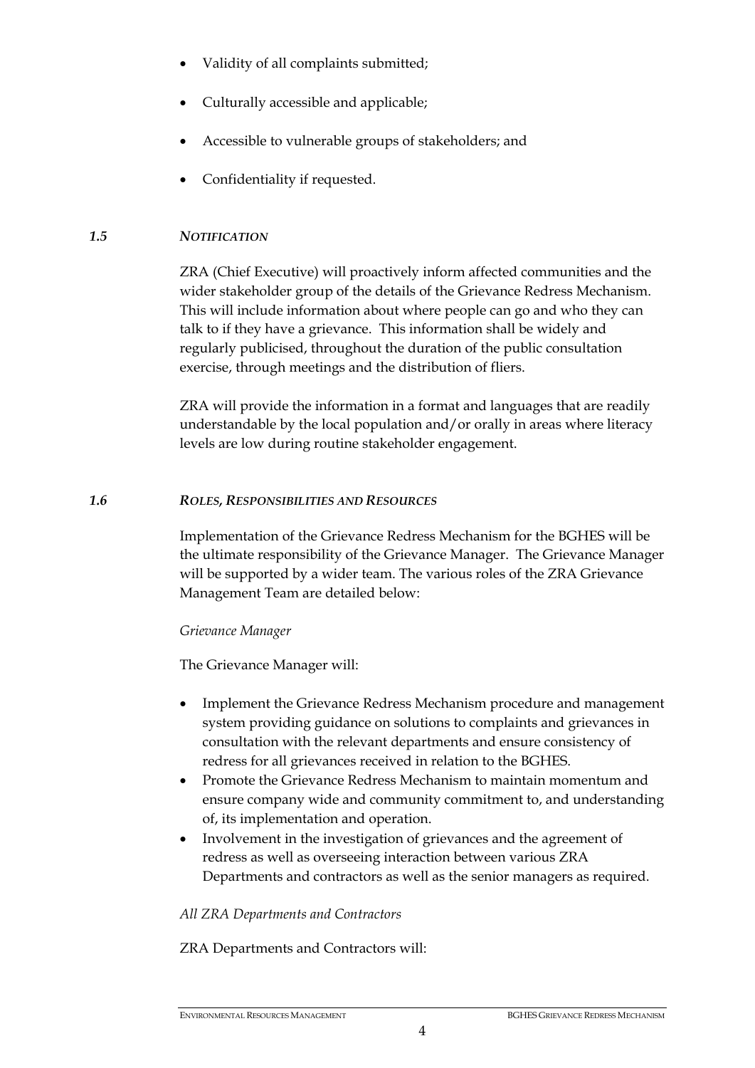- Validity of all complaints submitted;
- Culturally accessible and applicable;
- Accessible to vulnerable groups of stakeholders; and
- Confidentiality if requested.

### 1.5 *NOTIFICATION*

ZRA (Chief Executive) will proactively inform affected communities and the wider stakeholder group of the details of the Grievance Redress Mechanism. This will include information about where people can go and who they can talk to if they have a grievance. This information shall be widely and regularly publicised, throughout the duration of the public consultation exercise, through meetings and the distribution of fliers.

ZRA will provide the information in a format and languages that are readily understandable by the local population and/or orally in areas where literacy levels are low during routine stakeholder engagement.

### 1.6 *ROLES, RESPONSIBILITIES AND RESOURCES*

Implementation of the Grievance Redress Mechanism for the BGHES will be the ultimate responsibility of the Grievance Manager. The Grievance Manager will be supported by a wider team. The various roles of the ZRA Grievance Management Team are detailed below:

*Grievance Manager*

The Grievance Manager will:

- Implement the Grievance Redress Mechanism procedure and management system providing guidance on solutions to complaints and grievances in consultation with the relevant departments and ensure consistency of redress for all grievances received in relation to the BGHES.
- Promote the Grievance Redress Mechanism to maintain momentum and ensure company wide and community commitment to, and understanding of, its implementation and operation.
- Involvement in the investigation of grievances and the agreement of redress as well as overseeing interaction between various ZRA Departments and contractors as well as the senior managers as required.

*All ZRA Departments and Contractors*

ZRA Departments and Contractors will: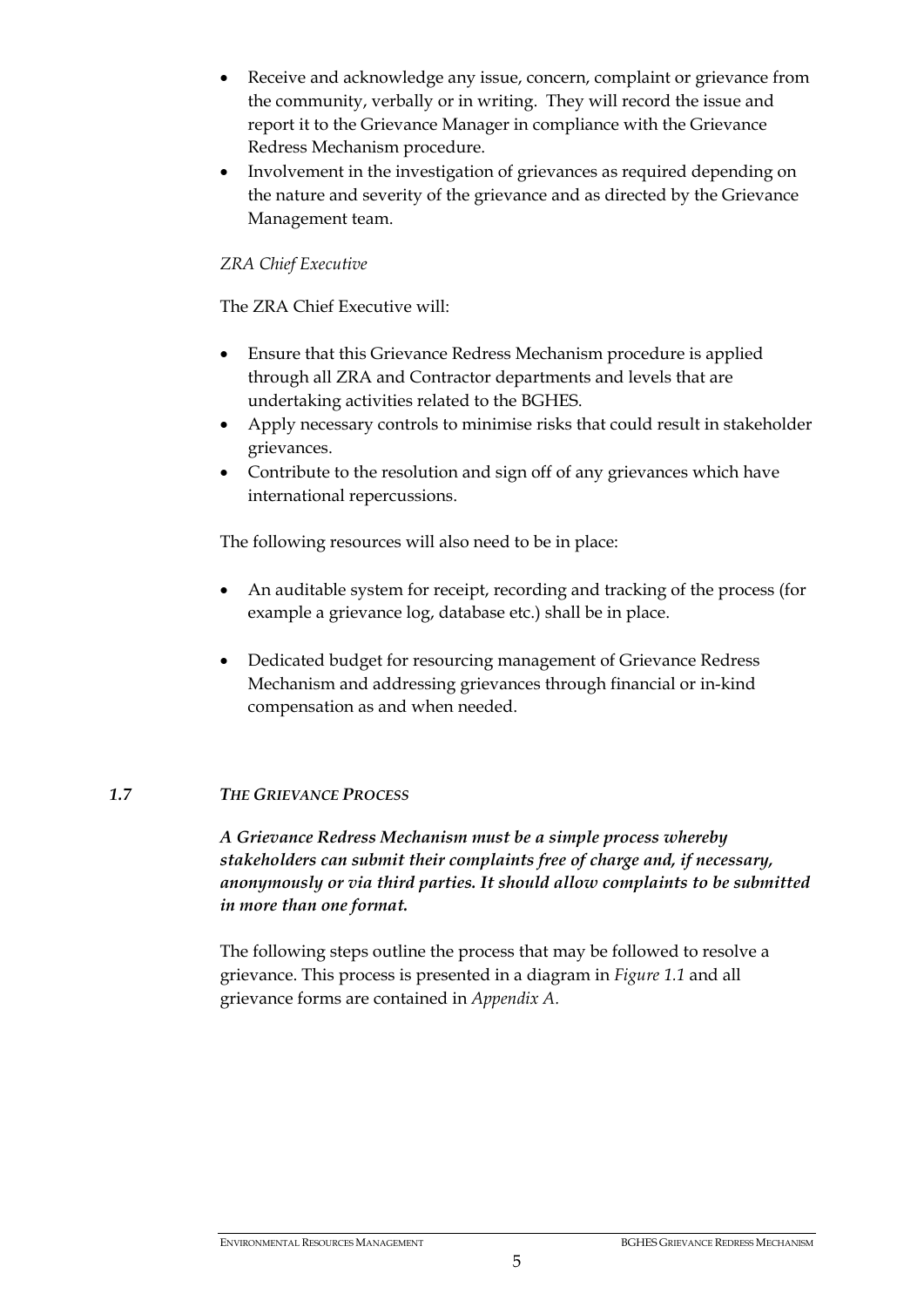- Receive and acknowledge any issue, concern, complaint or grievance from the community, verbally or in writing. They will record the issue and report it to the Grievance Manager in compliance with the Grievance Redress Mechanism procedure.
- Involvement in the investigation of grievances as required depending on the nature and severity of the grievance and as directed by the Grievance Management team.

*ZRA Chief Executive*

The ZRA Chief Executive will:

- Ensure that this Grievance Redress Mechanism procedure is applied through all ZRA and Contractor departments and levels that are undertaking activities related to the BGHES.
- Apply necessary controls to minimise risks that could result in stakeholder grievances.
- Contribute to the resolution and sign off of any grievances which have international repercussions.

The following resources will also need to be in place:

- An auditable system for receipt, recording and tracking of the process (for example a grievance log, database etc.) shall be in place.
- Dedicated budget for resourcing management of Grievance Redress Mechanism and addressing grievances through financial or in-kind compensation as and when needed.

## *1.7 THE GRIEVANCE PROCESS*

***A Grievance Redress Mechanism must be a simple process whereby stakeholders can submit their complaints free of charge and, if necessary, anonymously or via third parties. It should allow complaints to be submitted in more than one format.***

The following steps outline the process that may be followed to resolve a grievance. This process is presented in a diagram in *Figure 1.1* and all grievance forms are contained in *Appendix A.*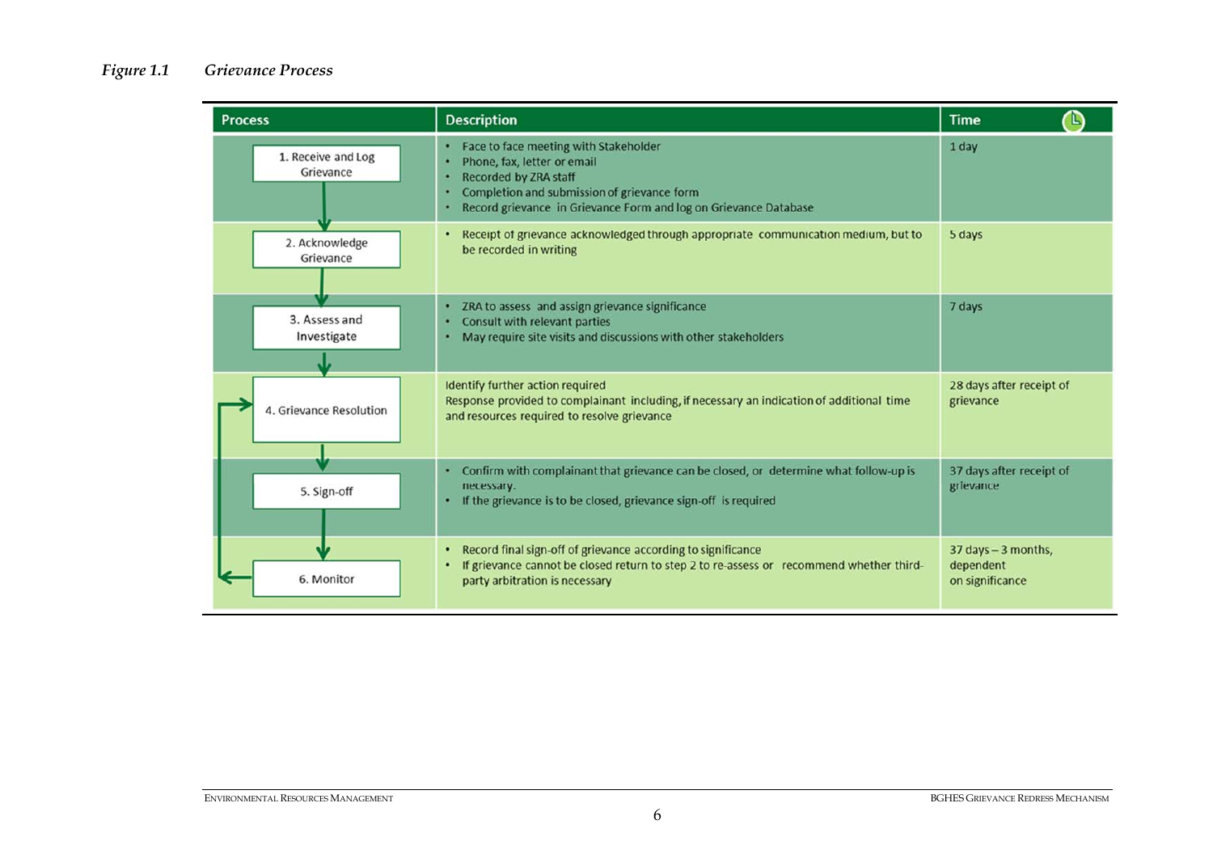*Figure 1.1 Grievance Process*

| Process | Description | Time |
|---|---|---|
| 1. Receive and Log Grievance | • Face to face meeting with Stakeholder<br>• Phone, fax, letter or email<br>• Recorded by ZRA staff<br>• Completion and submission of grievance form<br>• Record grievance in Grievance Form and log on Grievance Database | 1 day |
| 2. Acknowledge Grievance | • Receipt of grievance acknowledged through appropriate communication medium, but to be recorded in writing | 5 days |
| 3. Assess and Investigate | • ZRA to assess and assign grievance significance<br>• Consult with relevant parties<br>• May require site visits and discussions with other stakeholders | 7 days |
| 4. Grievance Resolution | Identify further action required<br>Response provided to complainant including, if necessary an indication of additional time and resources required to resolve grievance | 28 days after receipt of grievance |
| 5. Sign-off | • Confirm with complainant that grievance can be closed, or determine what follow-up is necessary.<br>• If the grievance is to be closed, grievance sign-off is required | 37 days after receipt of grievance |
| 6. Monitor | • Record final sign-off of grievance according to significance<br>• If grievance cannot be closed return to step 2 to re-assess or recommend whether third-party arbitration is necessary | 37 days – 3 months, dependent on significance |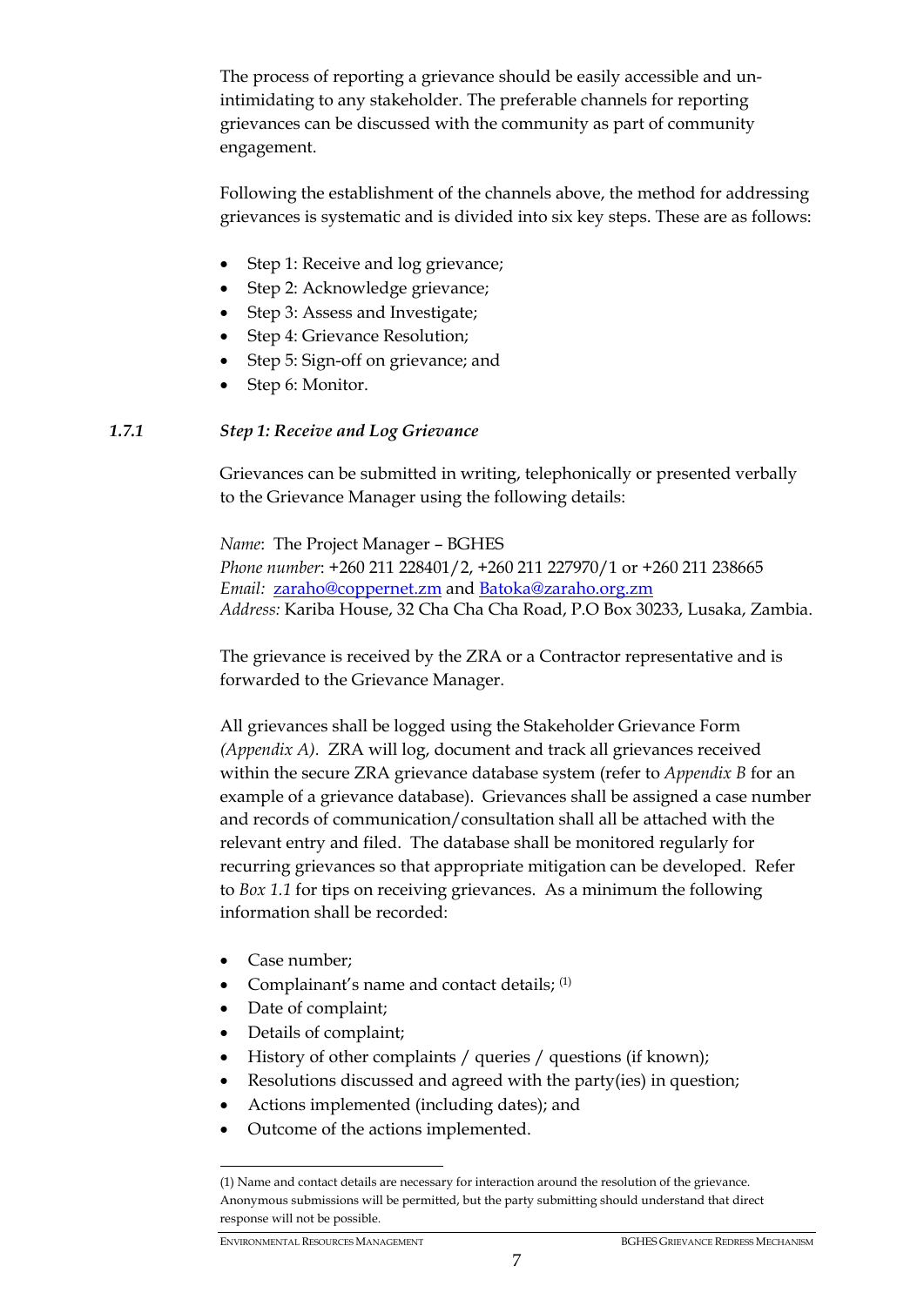The process of reporting a grievance should be easily accessible and un-intimidating to any stakeholder. The preferable channels for reporting grievances can be discussed with the community as part of community engagement.

Following the establishment of the channels above, the method for addressing grievances is systematic and is divided into six key steps. These are as follows:

- Step 1: Receive and log grievance;
- Step 2: Acknowledge grievance;
- Step 3: Assess and Investigate;
- Step 4: Grievance Resolution;
- Step 5: Sign-off on grievance; and
- Step 6: Monitor.

### *1.7.1 Step 1: Receive and Log Grievance*

Grievances can be submitted in writing, telephonically or presented verbally to the Grievance Manager using the following details:

*Name*: The Project Manager – BGHES
*Phone number*: +260 211 228401/2, +260 211 227970/1 or +260 211 238665
*Email:* zaraho@coppernet.zm and Batoka@zaraho.org.zm
*Address:* Kariba House, 32 Cha Cha Cha Road, P.O Box 30233, Lusaka, Zambia.

The grievance is received by the ZRA or a Contractor representative and is forwarded to the Grievance Manager.

All grievances shall be logged using the Stakeholder Grievance Form *(Appendix A)*. ZRA will log, document and track all grievances received within the secure ZRA grievance database system (refer to *Appendix B* for an example of a grievance database). Grievances shall be assigned a case number and records of communication/consultation shall all be attached with the relevant entry and filed. The database shall be monitored regularly for recurring grievances so that appropriate mitigation can be developed. Refer to *Box 1.1* for tips on receiving grievances. As a minimum the following information shall be recorded:

- Case number;
- Complainant's name and contact details; [1]
- Date of complaint;
- Details of complaint;
- History of other complaints / queries / questions (if known);
- Resolutions discussed and agreed with the party(ies) in question;
- Actions implemented (including dates); and
- Outcome of the actions implemented.

(1) Name and contact details are necessary for interaction around the resolution of the grievance. Anonymous submissions will be permitted, but the party submitting should understand that direct response will not be possible.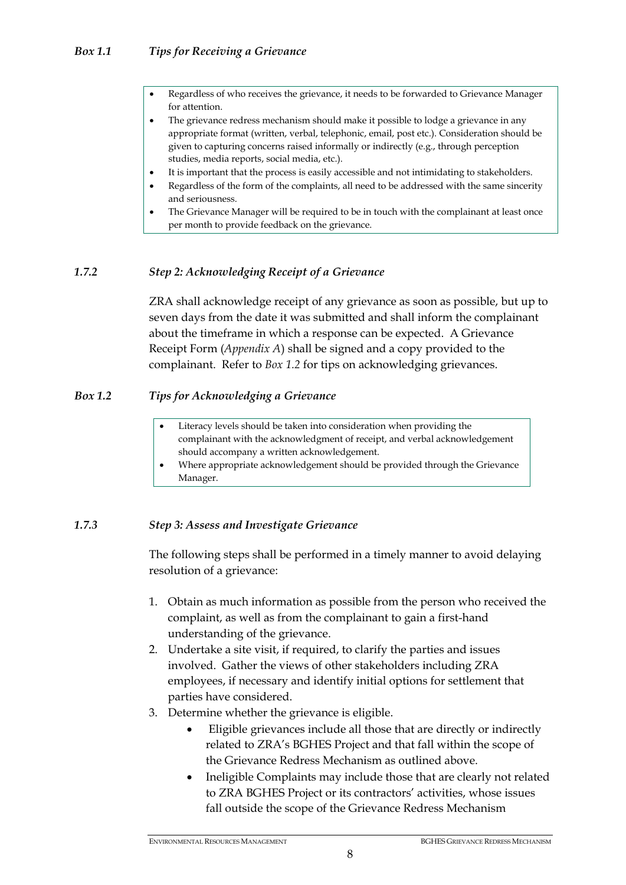*Box 1.1 Tips for Receiving a Grievance*

- Regardless of who receives the grievance, it needs to be forwarded to Grievance Manager for attention.
- The grievance redress mechanism should make it possible to lodge a grievance in any appropriate format (written, verbal, telephonic, email, post etc.). Consideration should be given to capturing concerns raised informally or indirectly (e.g., through perception studies, media reports, social media, etc.).
- It is important that the process is easily accessible and not intimidating to stakeholders.
- Regardless of the form of the complaints, all need to be addressed with the same sincerity and seriousness.
- The Grievance Manager will be required to be in touch with the complainant at least once per month to provide feedback on the grievance.

### *1.7.2 Step 2: Acknowledging Receipt of a Grievance*

ZRA shall acknowledge receipt of any grievance as soon as possible, but up to seven days from the date it was submitted and shall inform the complainant about the timeframe in which a response can be expected. A Grievance Receipt Form (*Appendix A*) shall be signed and a copy provided to the complainant. Refer to *Box 1.2* for tips on acknowledging grievances.

*Box 1.2 Tips for Acknowledging a Grievance*

- Literacy levels should be taken into consideration when providing the complainant with the acknowledgment of receipt, and verbal acknowledgement should accompany a written acknowledgement.
- Where appropriate acknowledgement should be provided through the Grievance Manager.

### *1.7.3 Step 3: Assess and Investigate Grievance*

The following steps shall be performed in a timely manner to avoid delaying resolution of a grievance:

1. Obtain as much information as possible from the person who received the complaint, as well as from the complainant to gain a first-hand understanding of the grievance.
2. Undertake a site visit, if required, to clarify the parties and issues involved. Gather the views of other stakeholders including ZRA employees, if necessary and identify initial options for settlement that parties have considered.
3. Determine whether the grievance is eligible.
   - Eligible grievances include all those that are directly or indirectly related to ZRA's BGHES Project and that fall within the scope of the Grievance Redress Mechanism as outlined above.
   - Ineligible Complaints may include those that are clearly not related to ZRA BGHES Project or its contractors' activities, whose issues fall outside the scope of the Grievance Redress Mechanism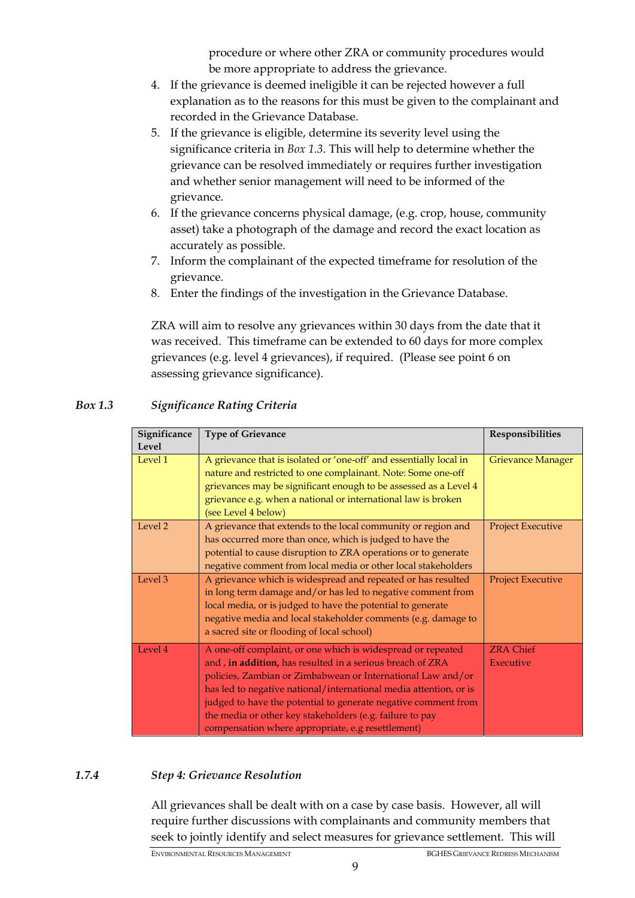procedure or where other ZRA or community procedures would be more appropriate to address the grievance.

4. If the grievance is deemed ineligible it can be rejected however a full explanation as to the reasons for this must be given to the complainant and recorded in the Grievance Database.
5. If the grievance is eligible, determine its severity level using the significance criteria in *Box 1.3.* This will help to determine whether the grievance can be resolved immediately or requires further investigation and whether senior management will need to be informed of the grievance.
6. If the grievance concerns physical damage, (e.g. crop, house, community asset) take a photograph of the damage and record the exact location as accurately as possible.
7. Inform the complainant of the expected timeframe for resolution of the grievance.
8. Enter the findings of the investigation in the Grievance Database.

ZRA will aim to resolve any grievances within 30 days from the date that it was received. This timeframe can be extended to 60 days for more complex grievances (e.g. level 4 grievances), if required. (Please see point 6 on assessing grievance significance).

***Box 1.3 Significance Rating Criteria***

| Significance Level | Type of Grievance | Responsibilities |
|---|---|---|
| Level 1 | A grievance that is isolated or 'one-off' and essentially local in nature and restricted to one complainant. Note: Some one-off grievances may be significant enough to be assessed as a Level 4 grievance e.g. when a national or international law is broken (see Level 4 below) | Grievance Manager |
| Level 2 | A grievance that extends to the local community or region and has occurred more than once, which is judged to have the potential to cause disruption to ZRA operations or to generate negative comment from local media or other local stakeholders | Project Executive |
| Level 3 | A grievance which is widespread and repeated or has resulted in long term damage and/or has led to negative comment from local media, or is judged to have the potential to generate negative media and local stakeholder comments (e.g. damage to a sacred site or flooding of local school) | Project Executive |
| Level 4 | A one-off complaint, or one which is widespread or repeated and , **in addition,** has resulted in a serious breach of ZRA policies, Zambian or Zimbabwean or International Law and/or has led to negative national/international media attention, or is judged to have the potential to generate negative comment from the media or other key stakeholders (e.g. failure to pay compensation where appropriate, e.g resettlement) | ZRA Chief Executive |

### *1.7.4 Step 4: Grievance Resolution*

All grievances shall be dealt with on a case by case basis. However, all will require further discussions with complainants and community members that seek to jointly identify and select measures for grievance settlement. This will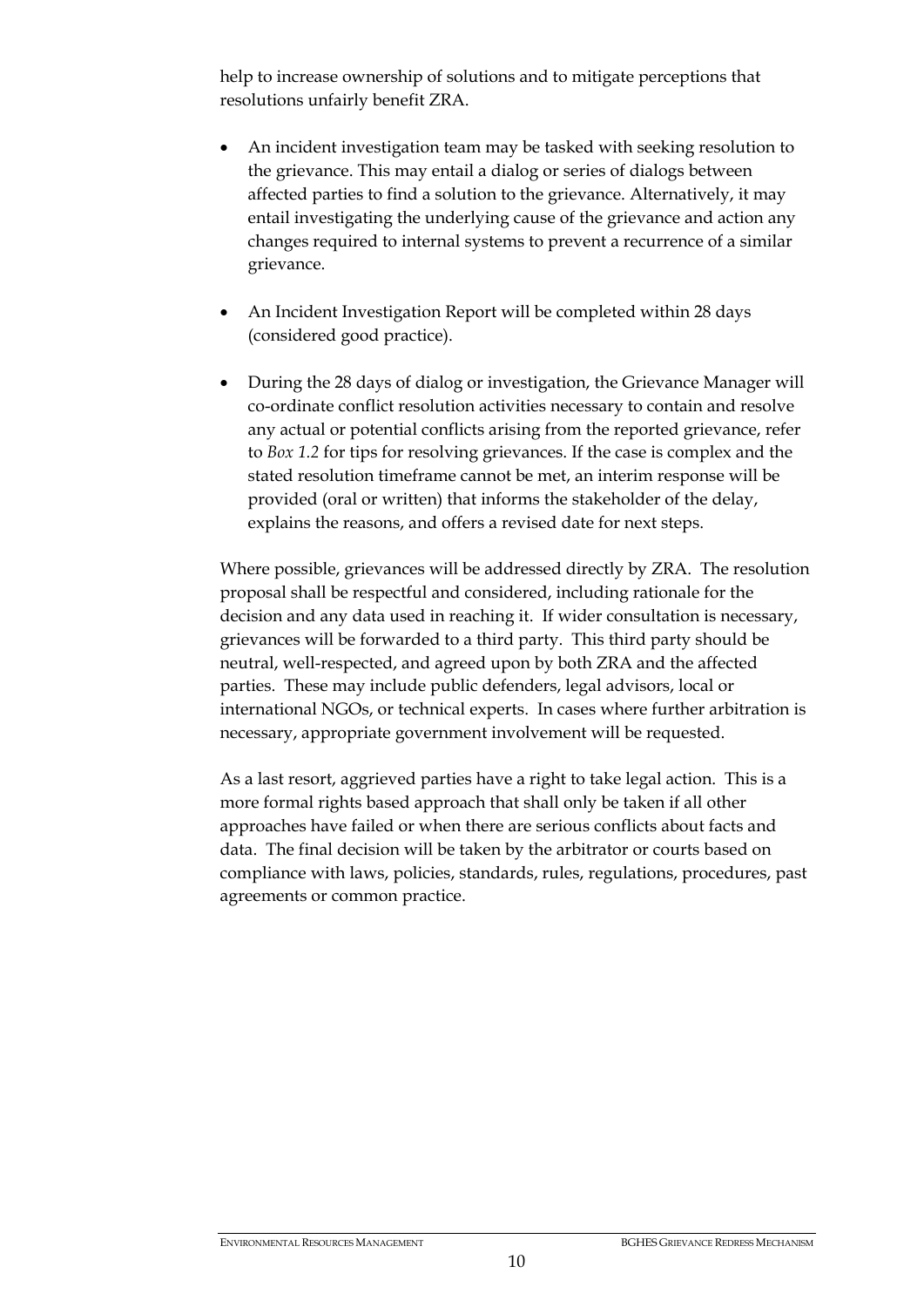help to increase ownership of solutions and to mitigate perceptions that resolutions unfairly benefit ZRA.

- An incident investigation team may be tasked with seeking resolution to the grievance. This may entail a dialog or series of dialogs between affected parties to find a solution to the grievance. Alternatively, it may entail investigating the underlying cause of the grievance and action any changes required to internal systems to prevent a recurrence of a similar grievance.

- An Incident Investigation Report will be completed within 28 days (considered good practice).

- During the 28 days of dialog or investigation, the Grievance Manager will co-ordinate conflict resolution activities necessary to contain and resolve any actual or potential conflicts arising from the reported grievance, refer to *Box 1.2* for tips for resolving grievances. If the case is complex and the stated resolution timeframe cannot be met, an interim response will be provided (oral or written) that informs the stakeholder of the delay, explains the reasons, and offers a revised date for next steps.

Where possible, grievances will be addressed directly by ZRA. The resolution proposal shall be respectful and considered, including rationale for the decision and any data used in reaching it. If wider consultation is necessary, grievances will be forwarded to a third party. This third party should be neutral, well-respected, and agreed upon by both ZRA and the affected parties. These may include public defenders, legal advisors, local or international NGOs, or technical experts. In cases where further arbitration is necessary, appropriate government involvement will be requested.

As a last resort, aggrieved parties have a right to take legal action. This is a more formal rights based approach that shall only be taken if all other approaches have failed or when there are serious conflicts about facts and data. The final decision will be taken by the arbitrator or courts based on compliance with laws, policies, standards, rules, regulations, procedures, past agreements or common practice.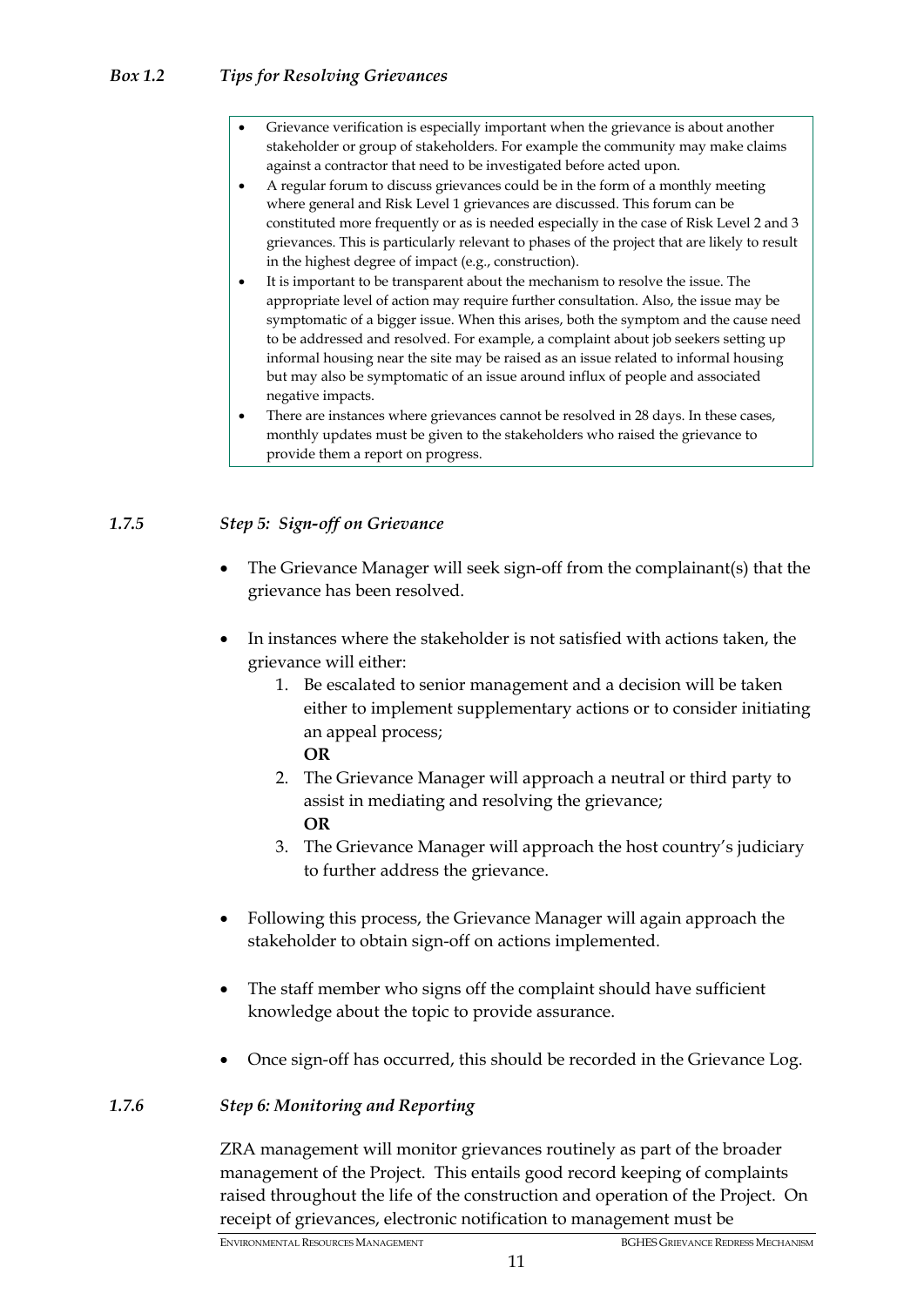### *Box 1.2 Tips for Resolving Grievances*

- Grievance verification is especially important when the grievance is about another stakeholder or group of stakeholders. For example the community may make claims against a contractor that need to be investigated before acted upon.
- A regular forum to discuss grievances could be in the form of a monthly meeting where general and Risk Level 1 grievances are discussed. This forum can be constituted more frequently or as is needed especially in the case of Risk Level 2 and 3 grievances. This is particularly relevant to phases of the project that are likely to result in the highest degree of impact (e.g., construction).
- It is important to be transparent about the mechanism to resolve the issue. The appropriate level of action may require further consultation. Also, the issue may be symptomatic of a bigger issue. When this arises, both the symptom and the cause need to be addressed and resolved. For example, a complaint about job seekers setting up informal housing near the site may be raised as an issue related to informal housing but may also be symptomatic of an issue around influx of people and associated negative impacts.
- There are instances where grievances cannot be resolved in 28 days. In these cases, monthly updates must be given to the stakeholders who raised the grievance to provide them a report on progress.

### *1.7.5 Step 5: Sign-off on Grievance*

- The Grievance Manager will seek sign-off from the complainant(s) that the grievance has been resolved.
- In instances where the stakeholder is not satisfied with actions taken, the grievance will either:
  1. Be escalated to senior management and a decision will be taken either to implement supplementary actions or to consider initiating an appeal process;
     **OR**
  2. The Grievance Manager will approach a neutral or third party to assist in mediating and resolving the grievance;
     **OR**
  3. The Grievance Manager will approach the host country's judiciary to further address the grievance.
- Following this process, the Grievance Manager will again approach the stakeholder to obtain sign-off on actions implemented.
- The staff member who signs off the complaint should have sufficient knowledge about the topic to provide assurance.
- Once sign-off has occurred, this should be recorded in the Grievance Log.

### *1.7.6 Step 6: Monitoring and Reporting*

ZRA management will monitor grievances routinely as part of the broader management of the Project. This entails good record keeping of complaints raised throughout the life of the construction and operation of the Project. On receipt of grievances, electronic notification to management must be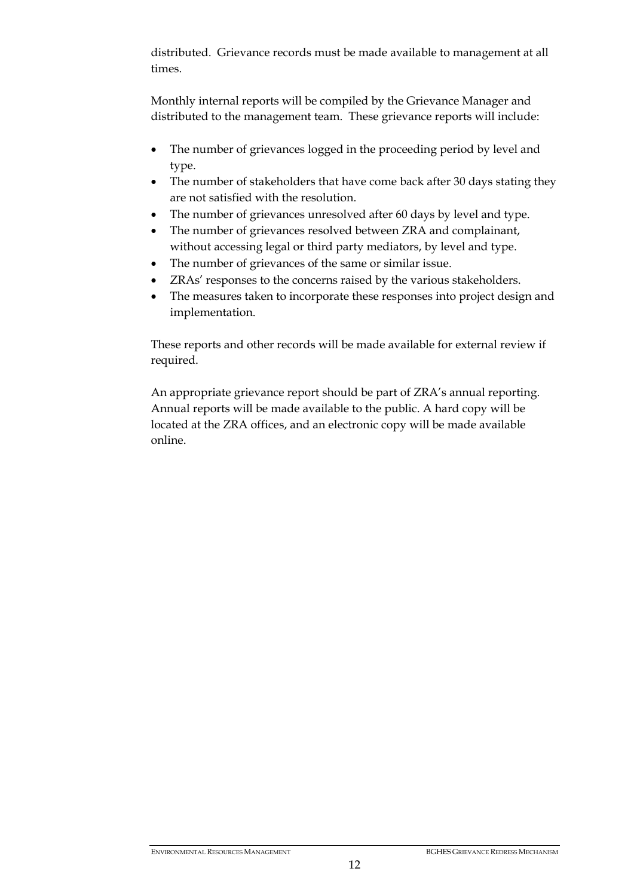distributed. Grievance records must be made available to management at all times.

Monthly internal reports will be compiled by the Grievance Manager and distributed to the management team. These grievance reports will include:

- The number of grievances logged in the proceeding period by level and type.
- The number of stakeholders that have come back after 30 days stating they are not satisfied with the resolution.
- The number of grievances unresolved after 60 days by level and type.
- The number of grievances resolved between ZRA and complainant, without accessing legal or third party mediators, by level and type.
- The number of grievances of the same or similar issue.
- ZRAs' responses to the concerns raised by the various stakeholders.
- The measures taken to incorporate these responses into project design and implementation.

These reports and other records will be made available for external review if required.

An appropriate grievance report should be part of ZRA's annual reporting. Annual reports will be made available to the public. A hard copy will be located at the ZRA offices, and an electronic copy will be made available online.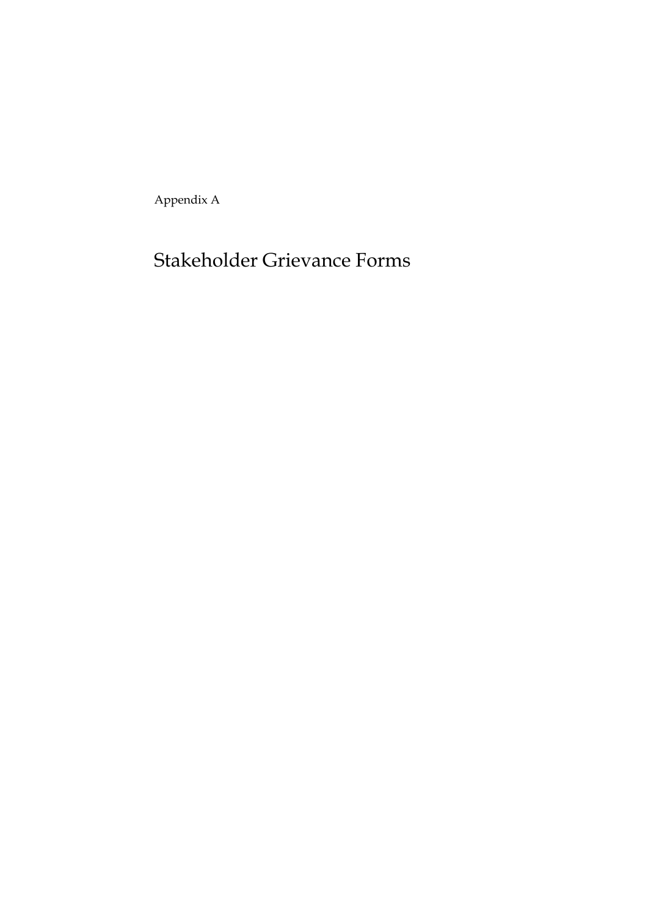Appendix A

# Stakeholder Grievance Forms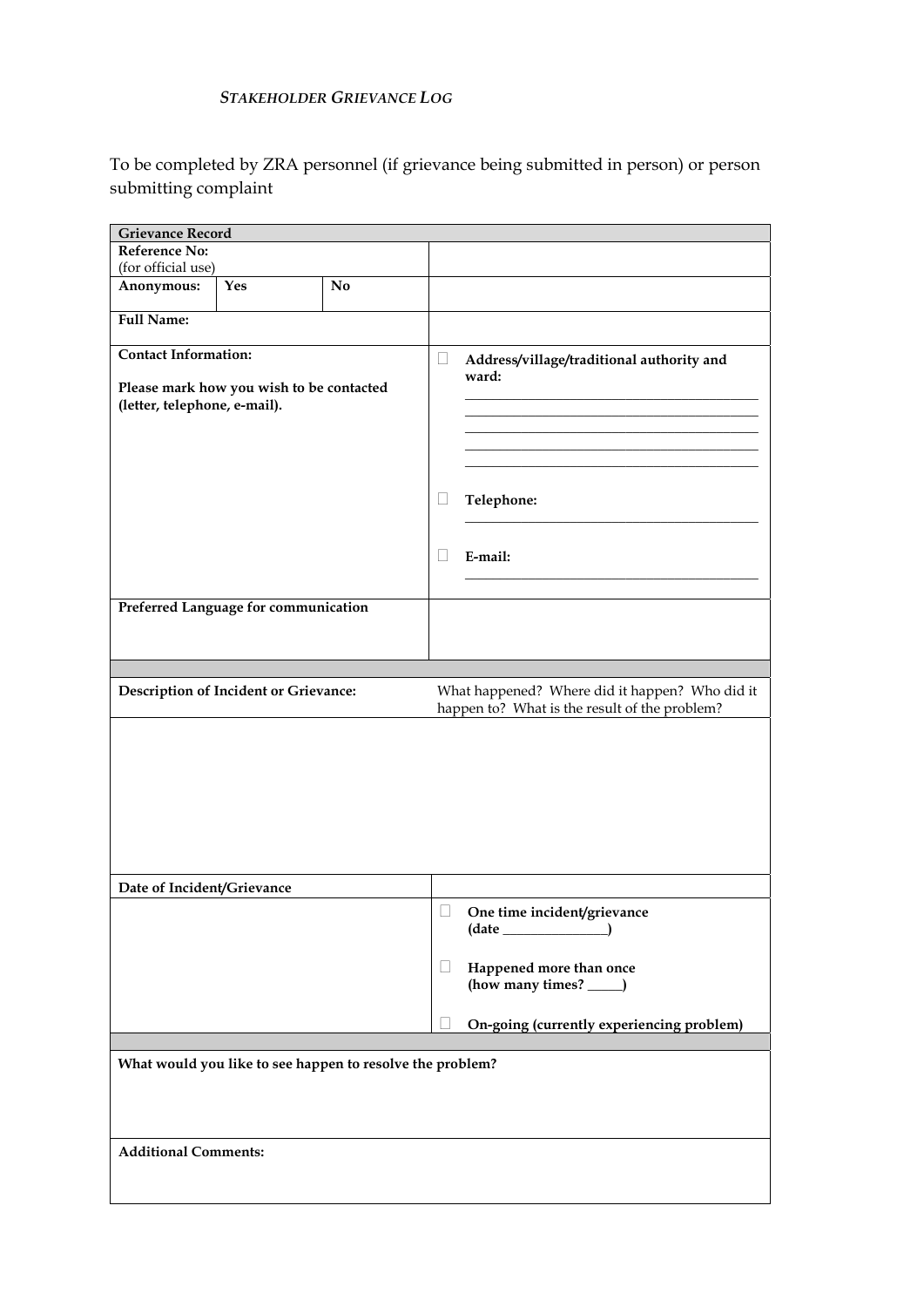*STAKEHOLDER GRIEVANCE LOG*

To be completed by ZRA personnel (if grievance being submitted in person) or person submitting complaint

| **Grievance Record** | | | |
|---|---|---|---|
| **Reference No:** (for official use) | | | |
| **Anonymous:** | **Yes** | **No** | |
| **Full Name:** | | | |
| **Contact Information:** Please mark how you wish to be contacted (letter, telephone, e-mail). | | | ☐ **Address/village/traditional authority and ward:** ______________________ ☐ **Telephone:** ______________________ ☐ **E-mail:** ______________________ |
| **Preferred Language for communication** | | | |
| | | | |
| **Description of Incident or Grievance:** | | | What happened? Where did it happen? Who did it happen to? What is the result of the problem? |
| | | | |
| **Date of Incident/Grievance** | | | |
| | | | ☐ **One time incident/grievance (date ______________)** ☐ **Happened more than once (how many times? _____)** ☐ **On-going (currently experiencing problem)** |
| | | | |
| **What would you like to see happen to resolve the problem?** | | | |
| **Additional Comments:** | | | |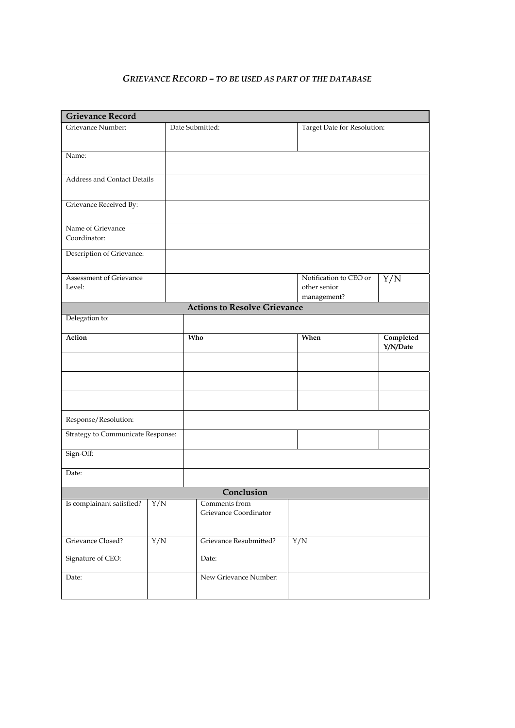*GRIEVANCE RECORD – TO BE USED AS PART OF THE DATABASE*

| **Grievance Record** | | | |
|---|---|---|---|
| Grievance Number: | Date Submitted: | Target Date for Resolution: | |
| Name: | | | |
| Address and Contact Details | | | |
| Grievance Received By: | | | |
| Name of Grievance Coordinator: | | | |
| Description of Grievance: | | | |
| Assessment of Grievance Level: | | Notification to CEO or other senior management? | Y/N |
| **Actions to Resolve Grievance** | | | |
| Delegation to: | | | |
| **Action** | **Who** | **When** | **Completed Y/N/Date** |
| | | | |
| | | | |
| | | | |
| Response/Resolution: | | | |
| Strategy to Communicate Response: | | | |
| Sign-Off: | | | |
| Date: | | | |

| **Conclusion** | | | |
|---|---|---|---|
| Is complainant satisfied? | Y/N | Comments from Grievance Coordinator | |
| Grievance Closed? | Y/N | Grievance Resubmitted? | Y/N |
| Signature of CEO: | | Date: | |
| Date: | | New Grievance Number: | |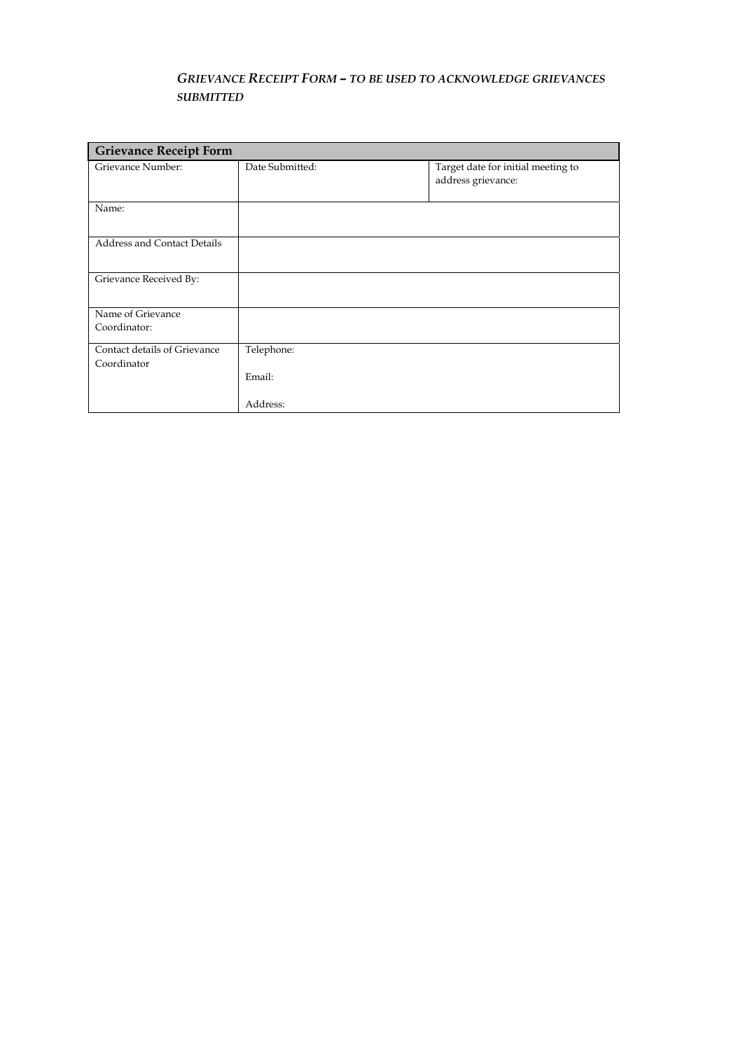*GRIEVANCE RECEIPT FORM – TO BE USED TO ACKNOWLEDGE GRIEVANCES SUBMITTED*

| **Grievance Receipt Form** | | |
|---|---|---|
| Grievance Number: | Date Submitted: | Target date for initial meeting to address grievance: |
| Name: | | |
| Address and Contact Details | | |
| Grievance Received By: | | |
| Name of Grievance Coordinator: | | |
| Contact details of Grievance Coordinator | Telephone:<br><br>Email:<br><br>Address: | |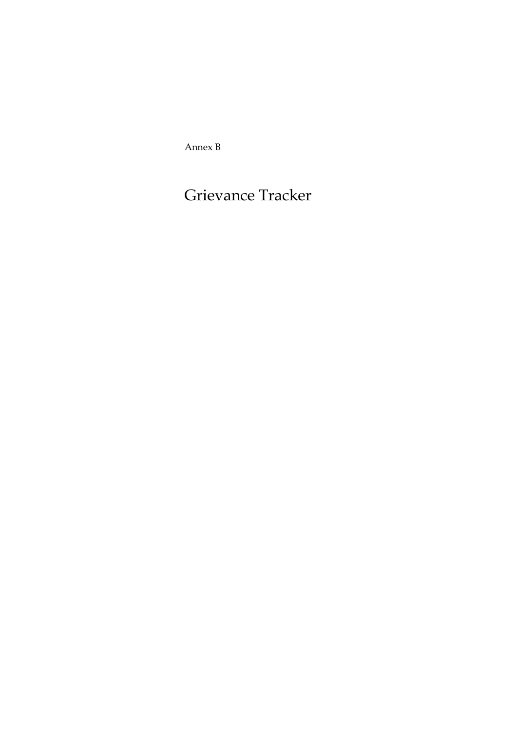Annex B

# Grievance Tracker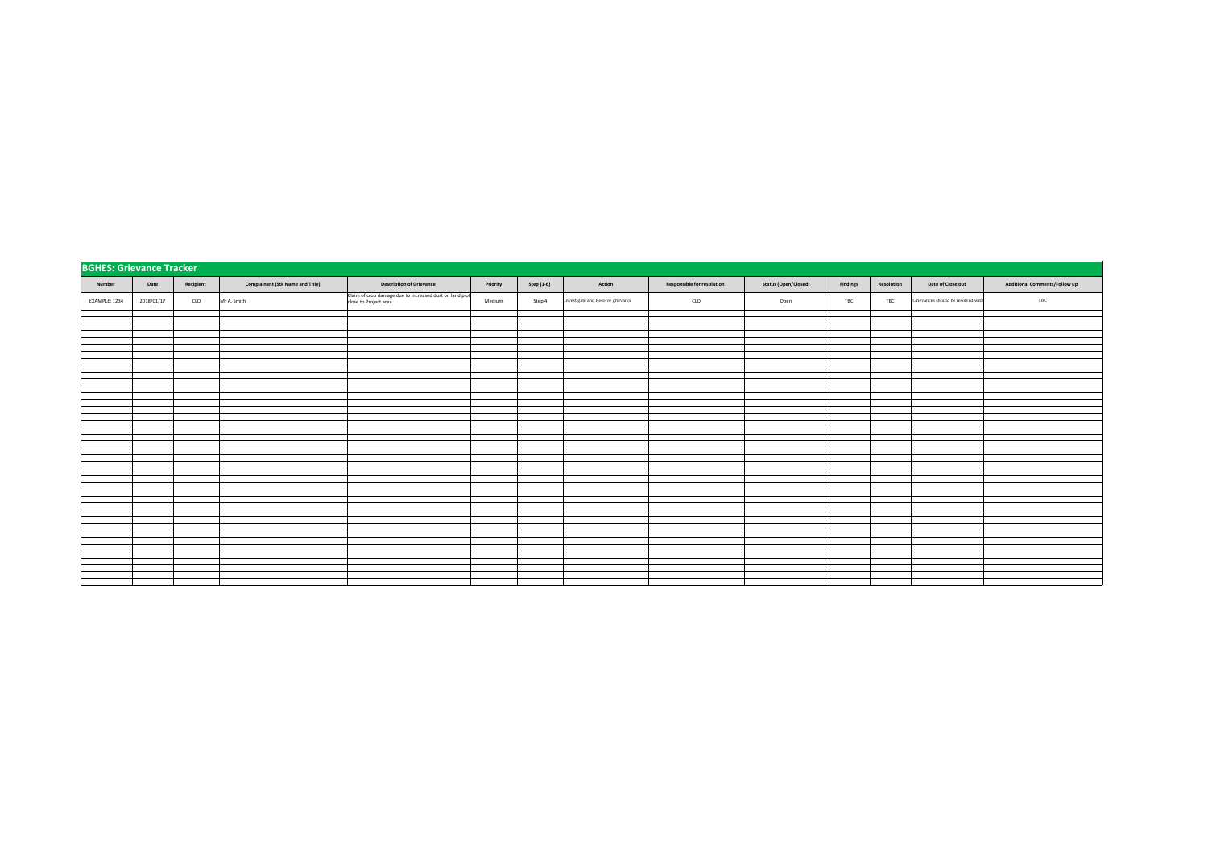## BGHES: Grievance Tracker

| Number | Date | Recipient | Complainant (Stk Name and Title) | Description of Grievance | Priority | Step (1-6) | Action | Responsible for resolution | Status (Open/Closed) | Findings | Resolution | Date of Close out | Additional Comments/Follow up |
|---|---|---|---|---|---|---|---|---|---|---|---|---|---|
| EXAMPLE: 1234 | 2018/01/17 | CLO | Mr A. Smith | Claim of crop damage due to increased dust on land plot close to Project area | Medium | Step 4 | Investigate and Resolve grievance | CLO | Open | TBC | TBC | Grievances should be resolved with | TBC |
| | | | | | | | | | | | | | |
| | | | | | | | | | | | | | |
| | | | | | | | | | | | | | |
| | | | | | | | | | | | | | |
| | | | | | | | | | | | | | |
| | | | | | | | | | | | | | |
| | | | | | | | | | | | | | |
| | | | | | | | | | | | | | |
| | | | | | | | | | | | | | |
| | | | | | | | | | | | | | |